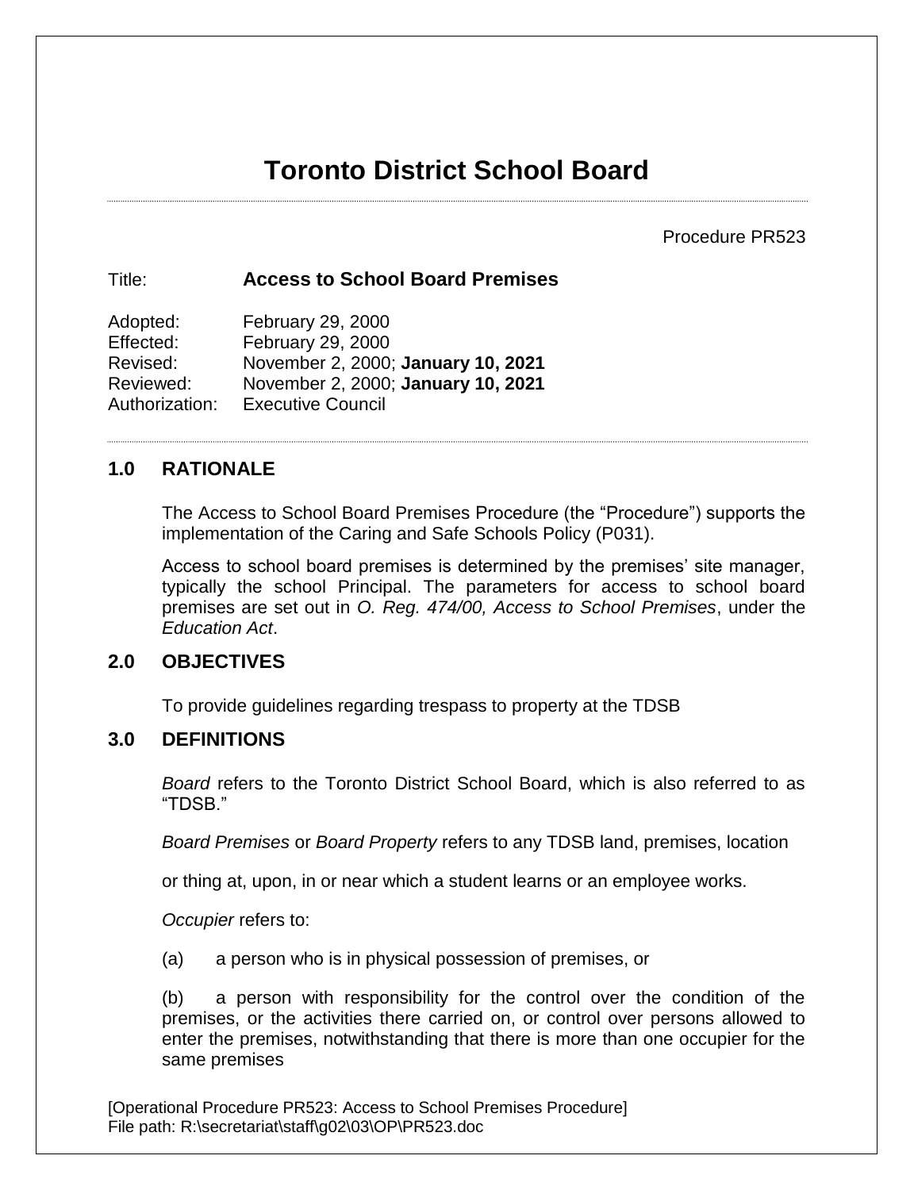# Toronto District School Board

Procedure PR523

Title: **Access to School Board Premises**

Adopted: February 29, 2000
Effected: February 29, 2000
Revised: November 2, 2000; **January 10, 2021**
Reviewed: November 2, 2000; **January 10, 2021**
Authorization: Executive Council

## 1.0 RATIONALE

The Access to School Board Premises Procedure (the "Procedure") supports the implementation of the Caring and Safe Schools Policy (P031).

Access to school board premises is determined by the premises' site manager, typically the school Principal. The parameters for access to school board premises are set out in *O. Reg. 474/00, Access to School Premises*, under the *Education Act*.

## 2.0 OBJECTIVES

To provide guidelines regarding trespass to property at the TDSB

## 3.0 DEFINITIONS

*Board* refers to the Toronto District School Board, which is also referred to as "TDSB."

*Board Premises* or *Board Property* refers to any TDSB land, premises, location

or thing at, upon, in or near which a student learns or an employee works.

*Occupier* refers to:

(a) a person who is in physical possession of premises, or

(b) a person with responsibility for the control over the condition of the premises, or the activities there carried on, or control over persons allowed to enter the premises, notwithstanding that there is more than one occupier for the same premises

[Operational Procedure PR523: Access to School Premises Procedure]
File path: R:\secretariat\staff\g02\03\OP\PR523.doc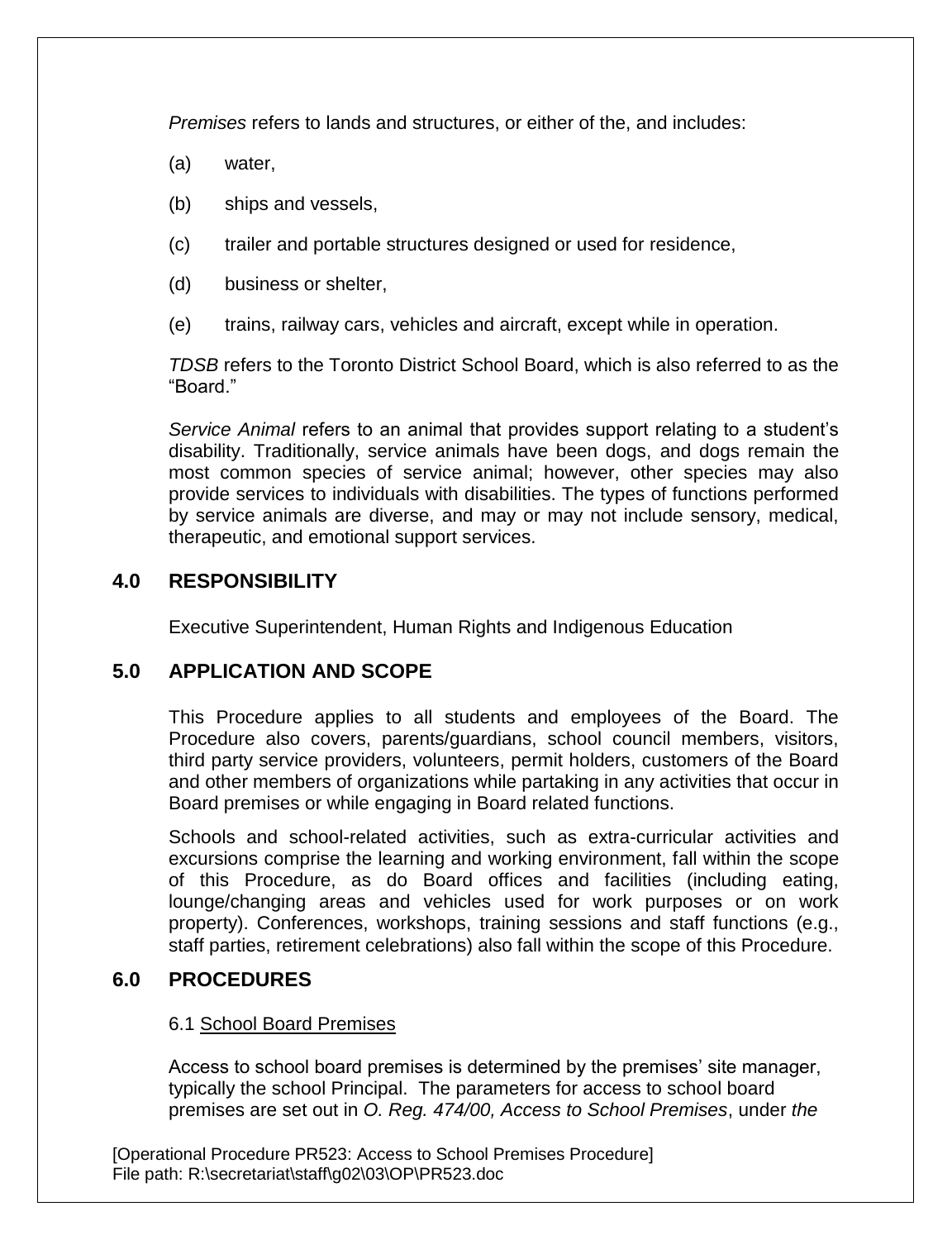*Premises* refers to lands and structures, or either of the, and includes:

(a) water,

(b) ships and vessels,

(c) trailer and portable structures designed or used for residence,

(d) business or shelter,

(e) trains, railway cars, vehicles and aircraft, except while in operation.

*TDSB* refers to the Toronto District School Board, which is also referred to as the "Board."

*Service Animal* refers to an animal that provides support relating to a student's disability. Traditionally, service animals have been dogs, and dogs remain the most common species of service animal; however, other species may also provide services to individuals with disabilities. The types of functions performed by service animals are diverse, and may or may not include sensory, medical, therapeutic, and emotional support services.

## 4.0 RESPONSIBILITY

Executive Superintendent, Human Rights and Indigenous Education

## 5.0 APPLICATION AND SCOPE

This Procedure applies to all students and employees of the Board. The Procedure also covers, parents/guardians, school council members, visitors, third party service providers, volunteers, permit holders, customers of the Board and other members of organizations while partaking in any activities that occur in Board premises or while engaging in Board related functions.

Schools and school-related activities, such as extra-curricular activities and excursions comprise the learning and working environment, fall within the scope of this Procedure, as do Board offices and facilities (including eating, lounge/changing areas and vehicles used for work purposes or on work property). Conferences, workshops, training sessions and staff functions (e.g., staff parties, retirement celebrations) also fall within the scope of this Procedure.

## 6.0 PROCEDURES

### 6.1 School Board Premises

Access to school board premises is determined by the premises' site manager, typically the school Principal. The parameters for access to school board premises are set out in *O. Reg. 474/00, Access to School Premises*, under *the*

[Operational Procedure PR523: Access to School Premises Procedure]
File path: R:\secretariat\staff\g02\03\OP\PR523.doc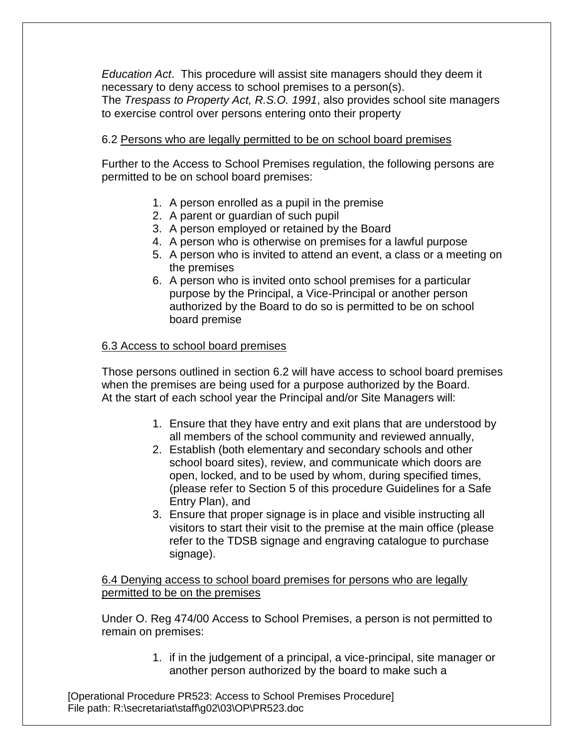*Education Act*. This procedure will assist site managers should they deem it necessary to deny access to school premises to a person(s).
The *Trespass to Property Act, R.S.O. 1991*, also provides school site managers to exercise control over persons entering onto their property

6.2 Persons who are legally permitted to be on school board premises

Further to the Access to School Premises regulation, the following persons are permitted to be on school board premises:

1. A person enrolled as a pupil in the premise
2. A parent or guardian of such pupil
3. A person employed or retained by the Board
4. A person who is otherwise on premises for a lawful purpose
5. A person who is invited to attend an event, a class or a meeting on the premises
6. A person who is invited onto school premises for a particular purpose by the Principal, a Vice-Principal or another person authorized by the Board to do so is permitted to be on school board premise

6.3 Access to school board premises

Those persons outlined in section 6.2 will have access to school board premises when the premises are being used for a purpose authorized by the Board.
At the start of each school year the Principal and/or Site Managers will:

1. Ensure that they have entry and exit plans that are understood by all members of the school community and reviewed annually,
2. Establish (both elementary and secondary schools and other school board sites), review, and communicate which doors are open, locked, and to be used by whom, during specified times, (please refer to Section 5 of this procedure Guidelines for a Safe Entry Plan), and
3. Ensure that proper signage is in place and visible instructing all visitors to start their visit to the premise at the main office (please refer to the TDSB signage and engraving catalogue to purchase signage).

6.4 Denying access to school board premises for persons who are legally permitted to be on the premises

Under O. Reg 474/00 Access to School Premises, a person is not permitted to remain on premises:

1. if in the judgement of a principal, a vice-principal, site manager or another person authorized by the board to make such a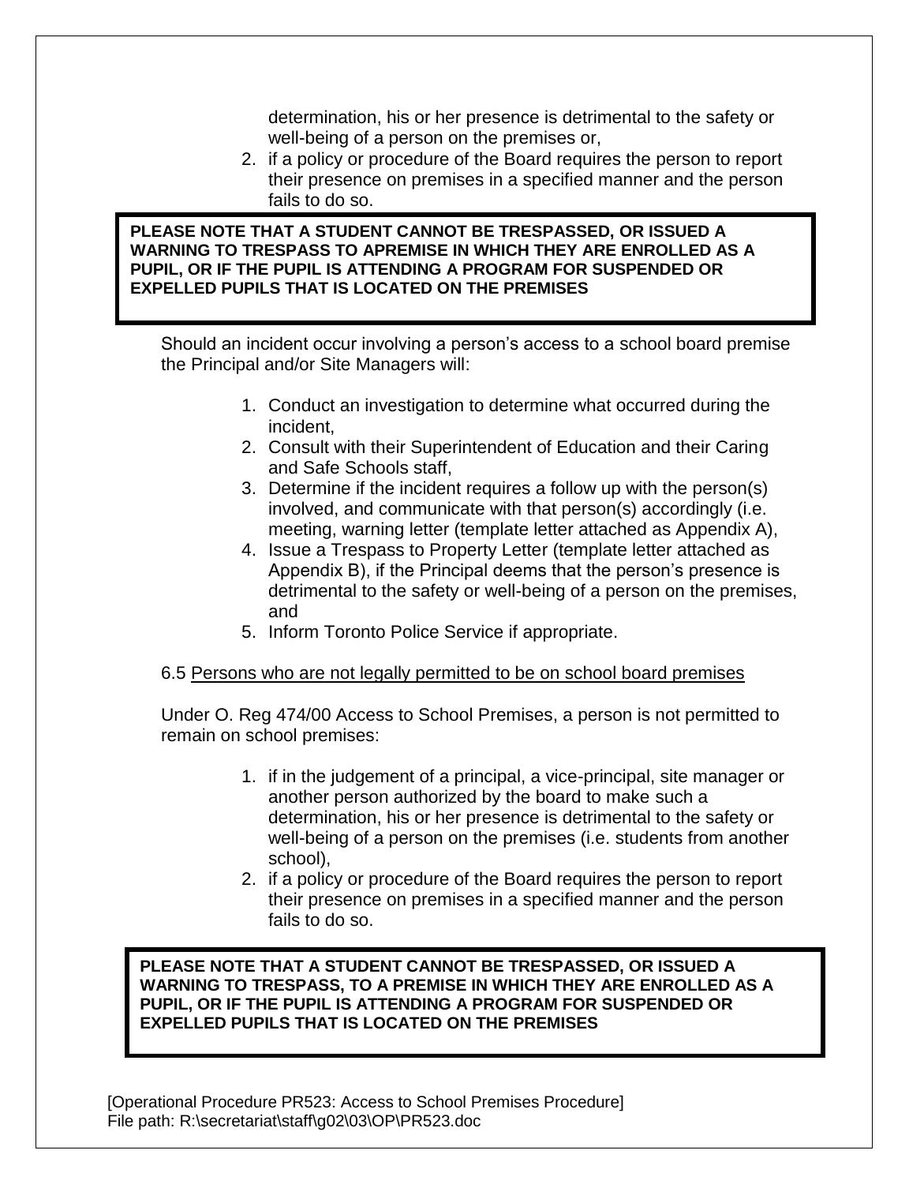determination, his or her presence is detrimental to the safety or well-being of a person on the premises or,

2. if a policy or procedure of the Board requires the person to report their presence on premises in a specified manner and the person fails to do so.

**PLEASE NOTE THAT A STUDENT CANNOT BE TRESPASSED, OR ISSUED A WARNING TO TRESPASS TO APREMISE IN WHICH THEY ARE ENROLLED AS A PUPIL, OR IF THE PUPIL IS ATTENDING A PROGRAM FOR SUSPENDED OR EXPELLED PUPILS THAT IS LOCATED ON THE PREMISES**

Should an incident occur involving a person's access to a school board premise the Principal and/or Site Managers will:

1. Conduct an investigation to determine what occurred during the incident,
2. Consult with their Superintendent of Education and their Caring and Safe Schools staff,
3. Determine if the incident requires a follow up with the person(s) involved, and communicate with that person(s) accordingly (i.e. meeting, warning letter (template letter attached as Appendix A),
4. Issue a Trespass to Property Letter (template letter attached as Appendix B), if the Principal deems that the person's presence is detrimental to the safety or well-being of a person on the premises, and
5. Inform Toronto Police Service if appropriate.

6.5 Persons who are not legally permitted to be on school board premises

Under O. Reg 474/00 Access to School Premises, a person is not permitted to remain on school premises:

1. if in the judgement of a principal, a vice-principal, site manager or another person authorized by the board to make such a determination, his or her presence is detrimental to the safety or well-being of a person on the premises (i.e. students from another school),
2. if a policy or procedure of the Board requires the person to report their presence on premises in a specified manner and the person fails to do so.

**PLEASE NOTE THAT A STUDENT CANNOT BE TRESPASSED, OR ISSUED A WARNING TO TRESPASS, TO A PREMISE IN WHICH THEY ARE ENROLLED AS A PUPIL, OR IF THE PUPIL IS ATTENDING A PROGRAM FOR SUSPENDED OR EXPELLED PUPILS THAT IS LOCATED ON THE PREMISES**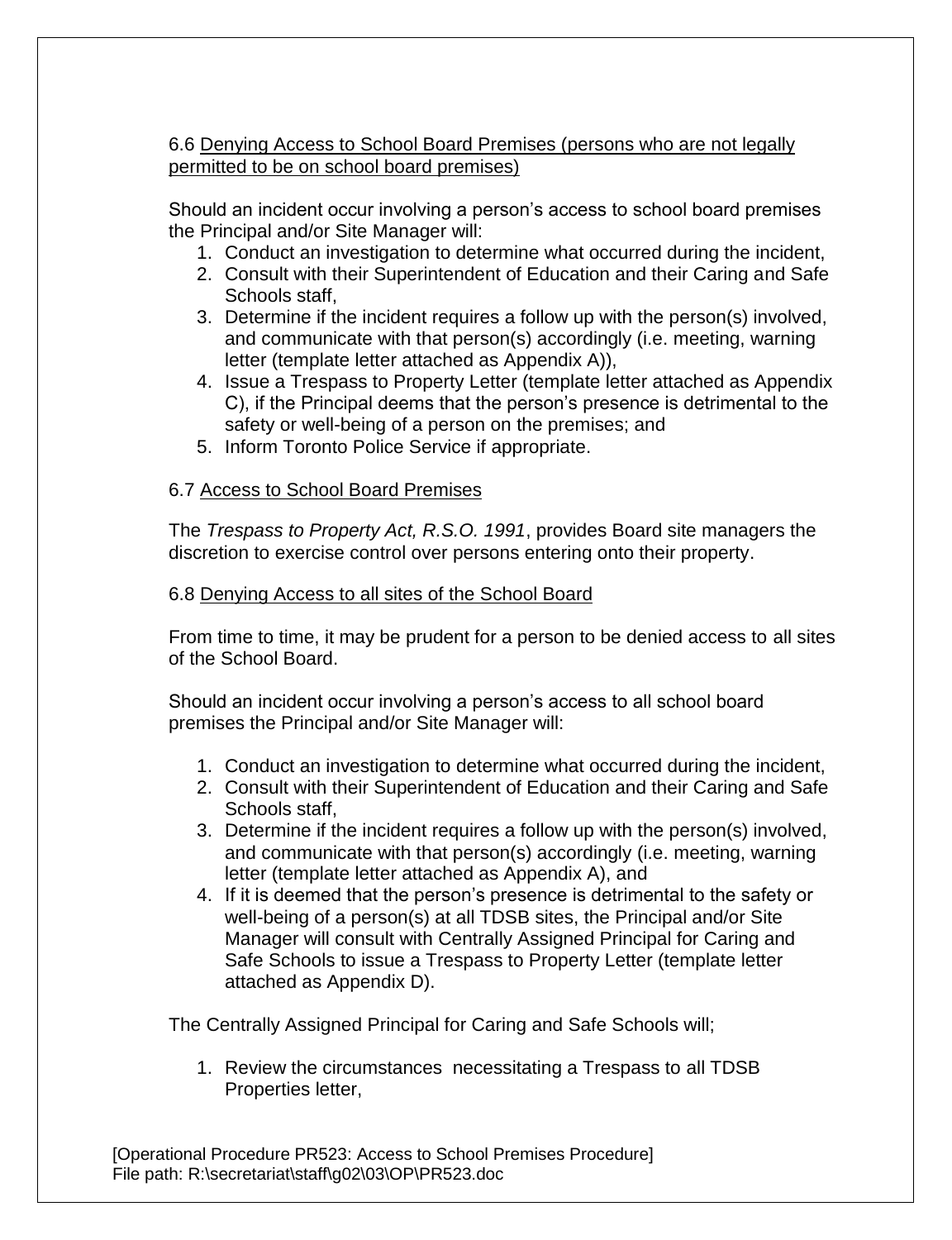6.6 Denying Access to School Board Premises (persons who are not legally permitted to be on school board premises)

Should an incident occur involving a person's access to school board premises the Principal and/or Site Manager will:

1. Conduct an investigation to determine what occurred during the incident,
2. Consult with their Superintendent of Education and their Caring and Safe Schools staff,
3. Determine if the incident requires a follow up with the person(s) involved, and communicate with that person(s) accordingly (i.e. meeting, warning letter (template letter attached as Appendix A)),
4. Issue a Trespass to Property Letter (template letter attached as Appendix C), if the Principal deems that the person's presence is detrimental to the safety or well-being of a person on the premises; and
5. Inform Toronto Police Service if appropriate.

6.7 Access to School Board Premises

The *Trespass to Property Act, R.S.O. 1991*, provides Board site managers the discretion to exercise control over persons entering onto their property.

6.8 Denying Access to all sites of the School Board

From time to time, it may be prudent for a person to be denied access to all sites of the School Board.

Should an incident occur involving a person's access to all school board premises the Principal and/or Site Manager will:

1. Conduct an investigation to determine what occurred during the incident,
2. Consult with their Superintendent of Education and their Caring and Safe Schools staff,
3. Determine if the incident requires a follow up with the person(s) involved, and communicate with that person(s) accordingly (i.e. meeting, warning letter (template letter attached as Appendix A), and
4. If it is deemed that the person's presence is detrimental to the safety or well-being of a person(s) at all TDSB sites, the Principal and/or Site Manager will consult with Centrally Assigned Principal for Caring and Safe Schools to issue a Trespass to Property Letter (template letter attached as Appendix D).

The Centrally Assigned Principal for Caring and Safe Schools will;

1. Review the circumstances necessitating a Trespass to all TDSB Properties letter,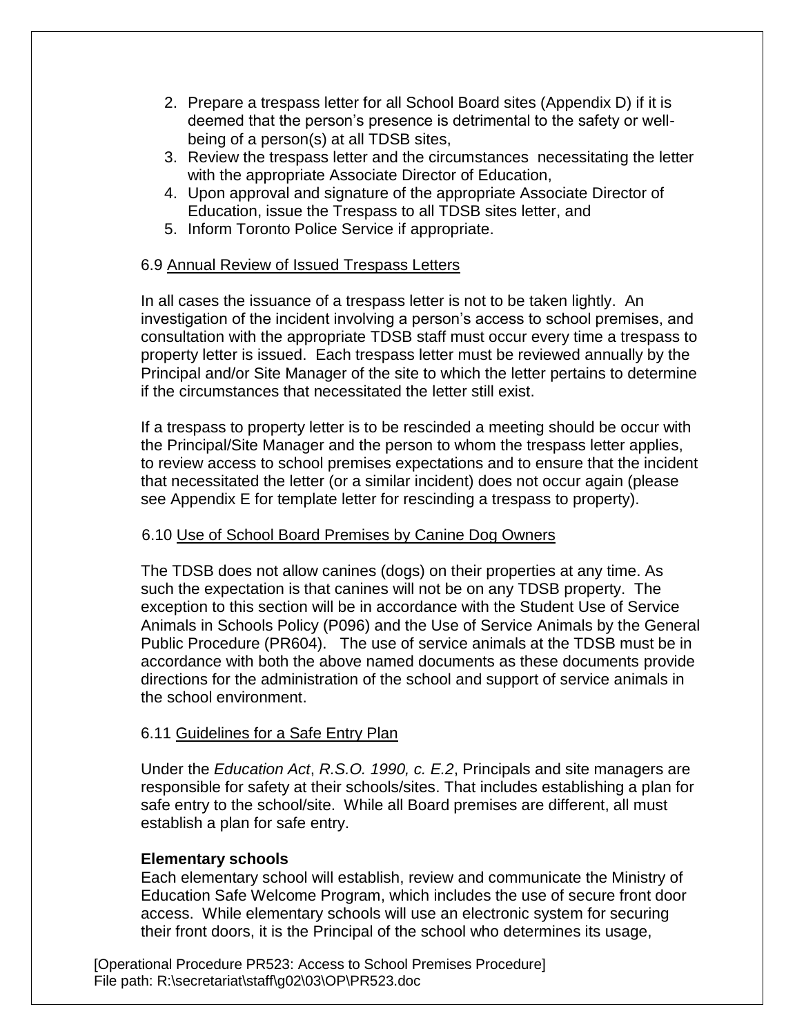2. Prepare a trespass letter for all School Board sites (Appendix D) if it is deemed that the person's presence is detrimental to the safety or well-being of a person(s) at all TDSB sites,
3. Review the trespass letter and the circumstances necessitating the letter with the appropriate Associate Director of Education,
4. Upon approval and signature of the appropriate Associate Director of Education, issue the Trespass to all TDSB sites letter, and
5. Inform Toronto Police Service if appropriate.

6.9 <u>Annual Review of Issued Trespass Letters</u>

In all cases the issuance of a trespass letter is not to be taken lightly. An investigation of the incident involving a person's access to school premises, and consultation with the appropriate TDSB staff must occur every time a trespass to property letter is issued. Each trespass letter must be reviewed annually by the Principal and/or Site Manager of the site to which the letter pertains to determine if the circumstances that necessitated the letter still exist.

If a trespass to property letter is to be rescinded a meeting should be occur with the Principal/Site Manager and the person to whom the trespass letter applies, to review access to school premises expectations and to ensure that the incident that necessitated the letter (or a similar incident) does not occur again (please see Appendix E for template letter for rescinding a trespass to property).

6.10 <u>Use of School Board Premises by Canine Dog Owners</u>

The TDSB does not allow canines (dogs) on their properties at any time. As such the expectation is that canines will not be on any TDSB property. The exception to this section will be in accordance with the Student Use of Service Animals in Schools Policy (P096) and the Use of Service Animals by the General Public Procedure (PR604). The use of service animals at the TDSB must be in accordance with both the above named documents as these documents provide directions for the administration of the school and support of service animals in the school environment.

6.11 <u>Guidelines for a Safe Entry Plan</u>

Under the *Education Act*, *R.S.O. 1990, c. E.2*, Principals and site managers are responsible for safety at their schools/sites. That includes establishing a plan for safe entry to the school/site. While all Board premises are different, all must establish a plan for safe entry.

**Elementary schools**

Each elementary school will establish, review and communicate the Ministry of Education Safe Welcome Program, which includes the use of secure front door access. While elementary schools will use an electronic system for securing their front doors, it is the Principal of the school who determines its usage,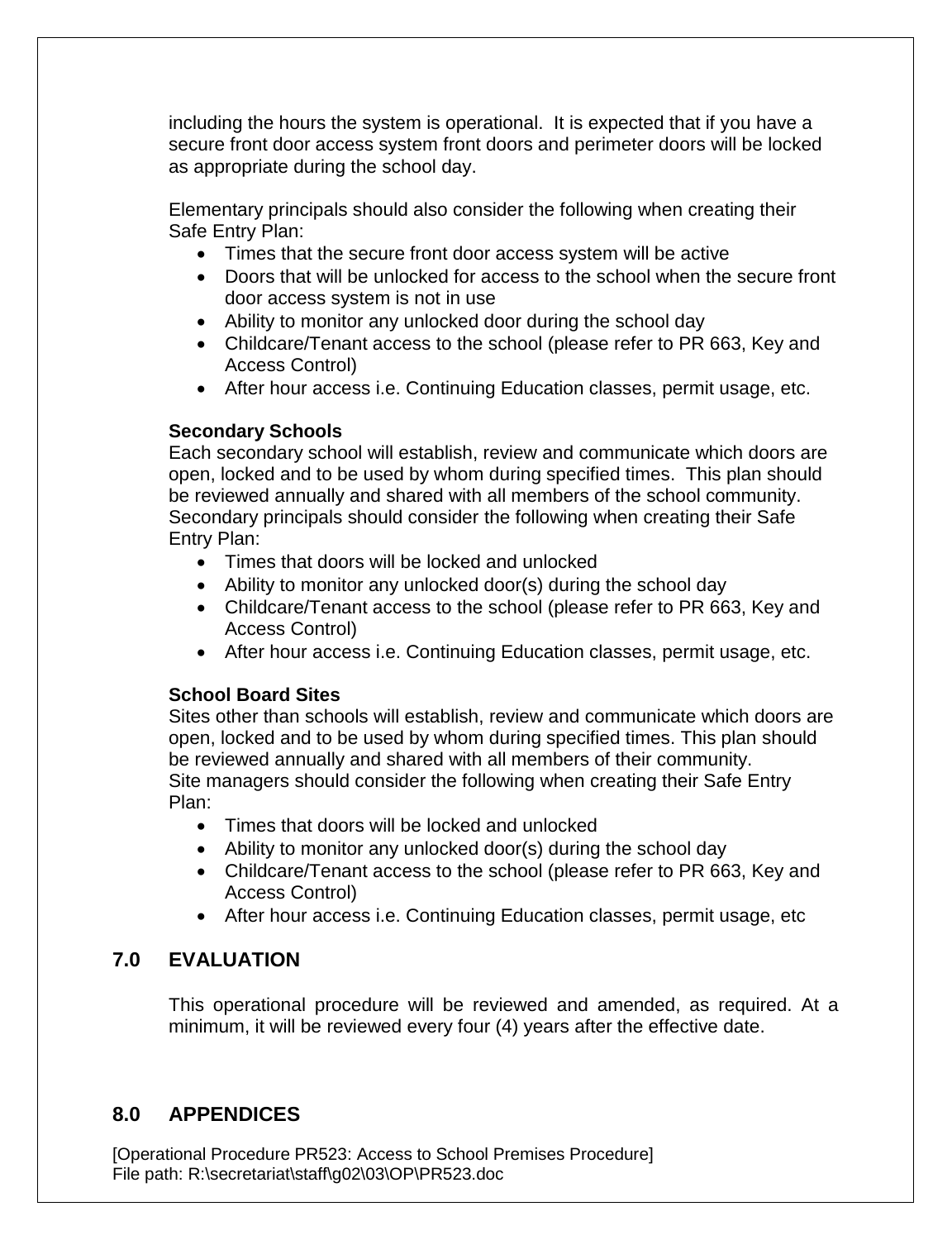including the hours the system is operational. It is expected that if you have a secure front door access system front doors and perimeter doors will be locked as appropriate during the school day.

Elementary principals should also consider the following when creating their Safe Entry Plan:

- Times that the secure front door access system will be active
- Doors that will be unlocked for access to the school when the secure front door access system is not in use
- Ability to monitor any unlocked door during the school day
- Childcare/Tenant access to the school (please refer to PR 663, Key and Access Control)
- After hour access i.e. Continuing Education classes, permit usage, etc.

**Secondary Schools**

Each secondary school will establish, review and communicate which doors are open, locked and to be used by whom during specified times. This plan should be reviewed annually and shared with all members of the school community. Secondary principals should consider the following when creating their Safe Entry Plan:

- Times that doors will be locked and unlocked
- Ability to monitor any unlocked door(s) during the school day
- Childcare/Tenant access to the school (please refer to PR 663, Key and Access Control)
- After hour access i.e. Continuing Education classes, permit usage, etc.

**School Board Sites**

Sites other than schools will establish, review and communicate which doors are open, locked and to be used by whom during specified times. This plan should be reviewed annually and shared with all members of their community. Site managers should consider the following when creating their Safe Entry Plan:

- Times that doors will be locked and unlocked
- Ability to monitor any unlocked door(s) during the school day
- Childcare/Tenant access to the school (please refer to PR 663, Key and Access Control)
- After hour access i.e. Continuing Education classes, permit usage, etc

## 7.0 EVALUATION

This operational procedure will be reviewed and amended, as required. At a minimum, it will be reviewed every four (4) years after the effective date.

## 8.0 APPENDICES

[Operational Procedure PR523: Access to School Premises Procedure]
File path: R:\secretariat\staff\g02\03\OP\PR523.doc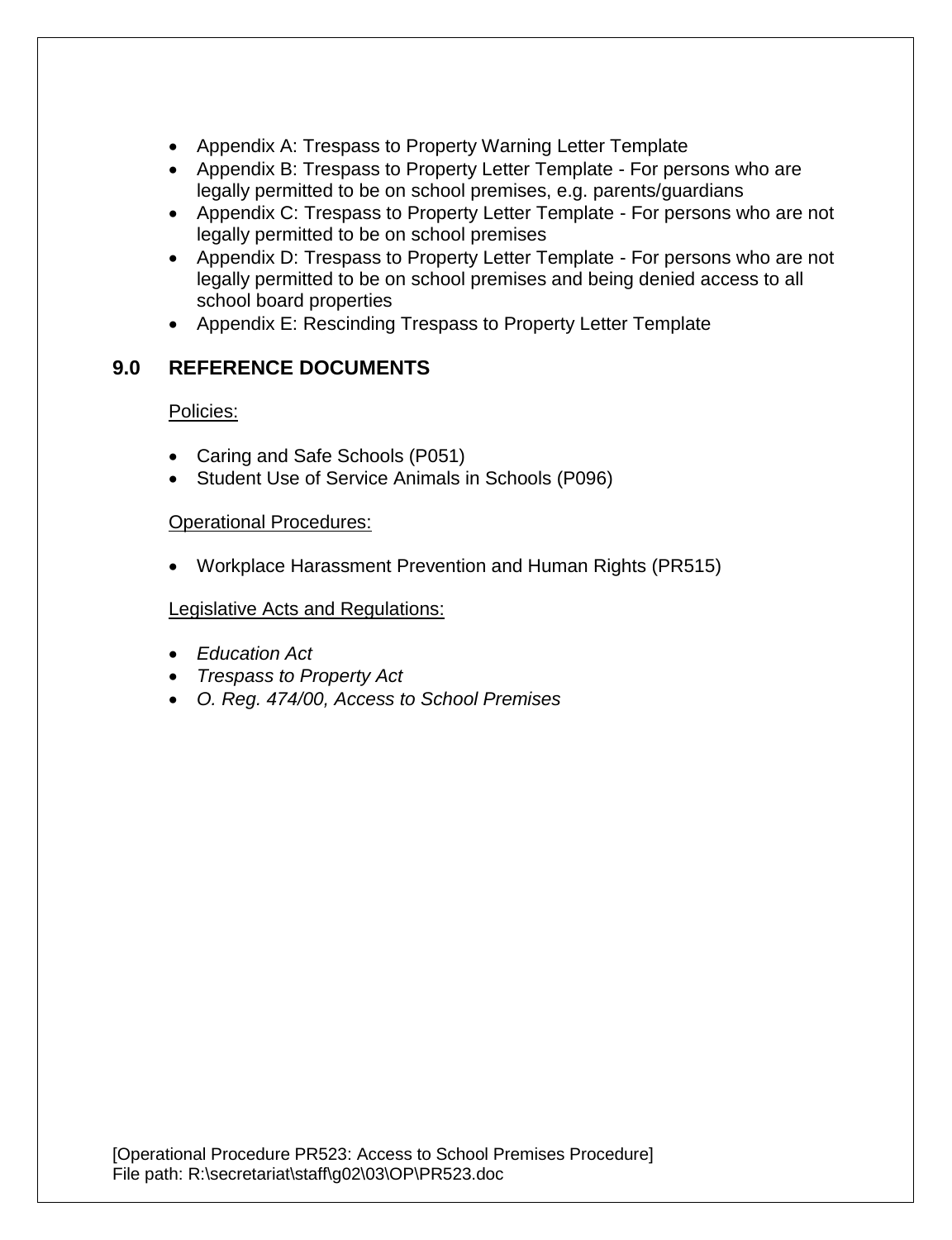- Appendix A: Trespass to Property Warning Letter Template
- Appendix B: Trespass to Property Letter Template - For persons who are legally permitted to be on school premises, e.g. parents/guardians
- Appendix C: Trespass to Property Letter Template - For persons who are not legally permitted to be on school premises
- Appendix D: Trespass to Property Letter Template - For persons who are not legally permitted to be on school premises and being denied access to all school board properties
- Appendix E: Rescinding Trespass to Property Letter Template

## 9.0 REFERENCE DOCUMENTS

Policies:

- Caring and Safe Schools (P051)
- Student Use of Service Animals in Schools (P096)

Operational Procedures:

- Workplace Harassment Prevention and Human Rights (PR515)

Legislative Acts and Regulations:

- *Education Act*
- *Trespass to Property Act*
- *O. Reg. 474/00, Access to School Premises*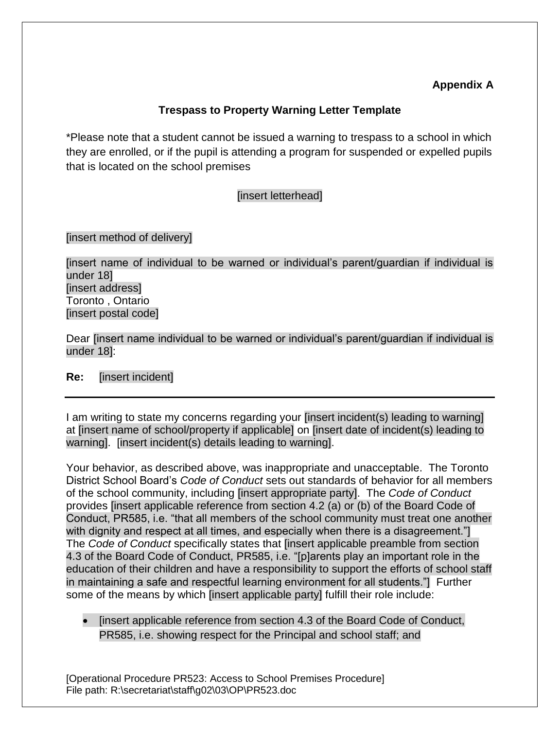**Appendix A**

**Trespass to Property Warning Letter Template**

*Please note that a student cannot be issued a warning to trespass to a school in which they are enrolled, or if the pupil is attending a program for suspended or expelled pupils that is located on the school premises

[insert letterhead]

[insert method of delivery]

[insert name of individual to be warned or individual's parent/guardian if individual is under 18]
[insert address]
Toronto , Ontario
[insert postal code]

Dear [insert name individual to be warned or individual's parent/guardian if individual is under 18]:

**Re:** [insert incident]

---

I am writing to state my concerns regarding your [insert incident(s) leading to warning] at [insert name of school/property if applicable] on [insert date of incident(s) leading to warning]. [insert incident(s) details leading to warning].

Your behavior, as described above, was inappropriate and unacceptable. The Toronto District School Board's *Code of Conduct* sets out standards of behavior for all members of the school community, including [insert appropriate party]. The *Code of Conduct* provides [insert applicable reference from section 4.2 (a) or (b) of the Board Code of Conduct, PR585, i.e. "that all members of the school community must treat one another with dignity and respect at all times, and especially when there is a disagreement."] The *Code of Conduct* specifically states that [insert applicable preamble from section 4.3 of the Board Code of Conduct, PR585, i.e. "[p]arents play an important role in the education of their children and have a responsibility to support the efforts of school staff in maintaining a safe and respectful learning environment for all students."] Further some of the means by which [insert applicable party] fulfill their role include:

- [insert applicable reference from section 4.3 of the Board Code of Conduct, PR585, i.e. showing respect for the Principal and school staff; and

[Operational Procedure PR523: Access to School Premises Procedure]
File path: R:\secretariat\staff\g02\03\OP\PR523.doc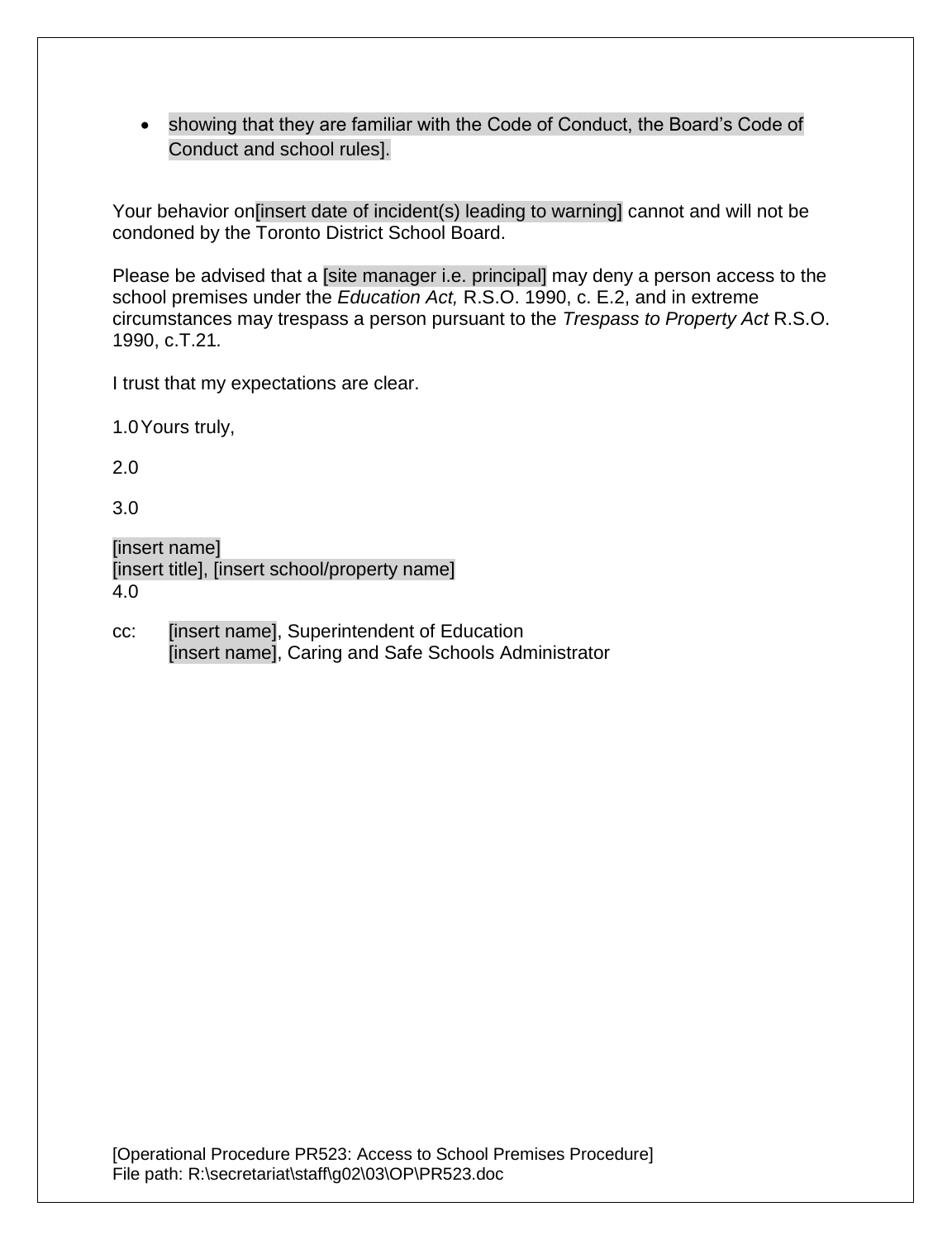- showing that they are familiar with the Code of Conduct, the Board's Code of Conduct and school rules].

Your behavior on[insert date of incident(s) leading to warning] cannot and will not be condoned by the Toronto District School Board.

Please be advised that a [site manager i.e. principal] may deny a person access to the school premises under the *Education Act,* R.S.O. 1990, c. E.2, and in extreme circumstances may trespass a person pursuant to the *Trespass to Property Act* R.S.O. 1990, c.T.21.

I trust that my expectations are clear.

1.0 Yours truly,

2.0

3.0

[insert name]
[insert title], [insert school/property name]
4.0

cc: [insert name], Superintendent of Education
[insert name], Caring and Safe Schools Administrator

[Operational Procedure PR523: Access to School Premises Procedure]
File path: R:\secretariat\staff\g02\03\OP\PR523.doc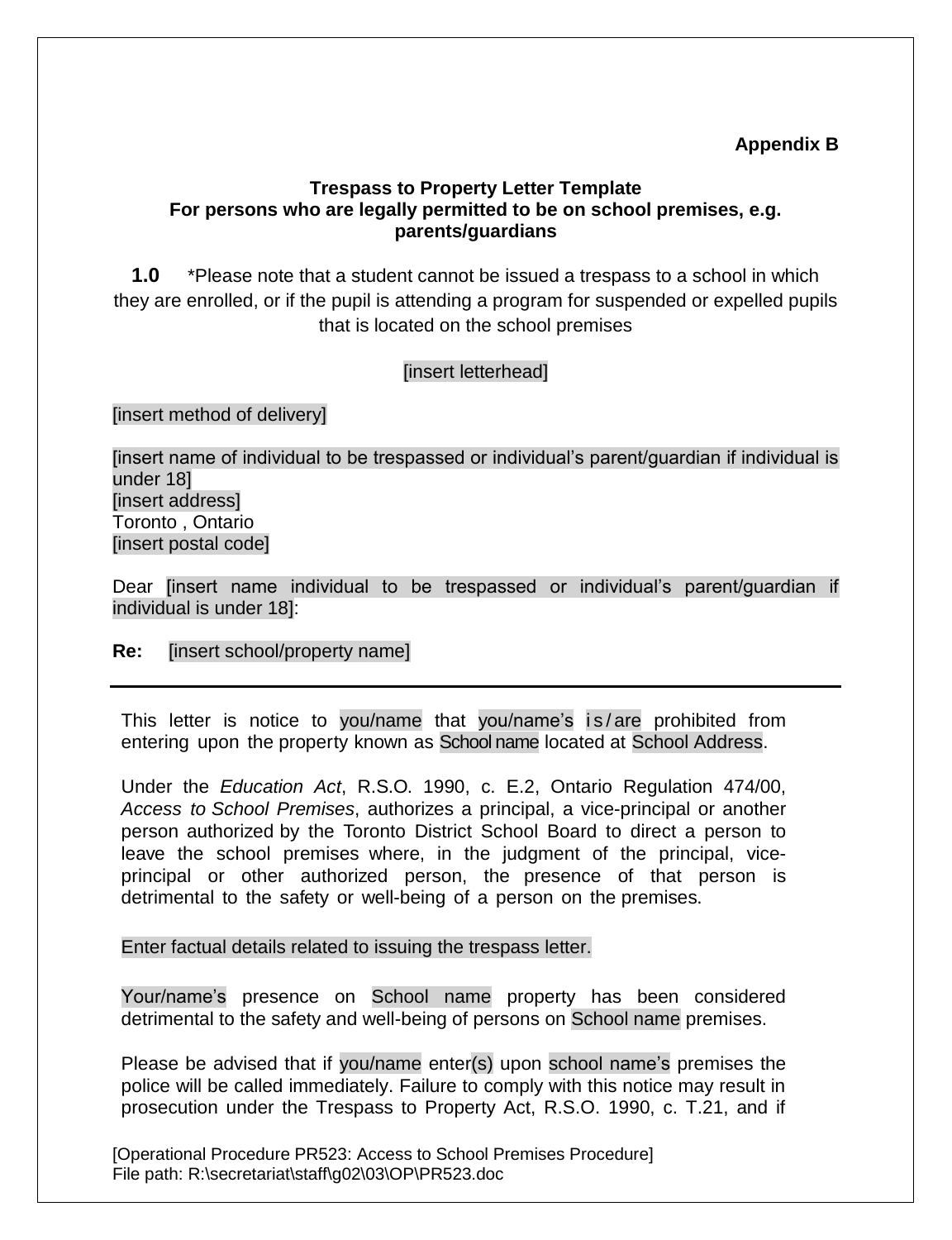**Appendix B**

**Trespass to Property Letter Template**
**For persons who are legally permitted to be on school premises, e.g. parents/guardians**

**1.0** *Please note that a student cannot be issued a trespass to a school in which they are enrolled, or if the pupil is attending a program for suspended or expelled pupils that is located on the school premises

[insert letterhead]

[insert method of delivery]

[insert name of individual to be trespassed or individual's parent/guardian if individual is under 18]
[insert address]
Toronto , Ontario
[insert postal code]

Dear [insert name individual to be trespassed or individual's parent/guardian if individual is under 18]:

**Re:** [insert school/property name]

---

This letter is notice to you/name that you/name's is/are prohibited from entering upon the property known as School name located at School Address.

Under the *Education Act*, R.S.O. 1990, c. E.2, Ontario Regulation 474/00, *Access to School Premises*, authorizes a principal, a vice-principal or another person authorized by the Toronto District School Board to direct a person to leave the school premises where, in the judgment of the principal, vice-principal or other authorized person, the presence of that person is detrimental to the safety or well-being of a person on the premises.

Enter factual details related to issuing the trespass letter.

Your/name's presence on School name property has been considered detrimental to the safety and well-being of persons on School name premises.

Please be advised that if you/name enter(s) upon school name's premises the police will be called immediately. Failure to comply with this notice may result in prosecution under the Trespass to Property Act, R.S.O. 1990, c. T.21, and if

[Operational Procedure PR523: Access to School Premises Procedure]
File path: R:\secretariat\staff\g02\03\OP\PR523.doc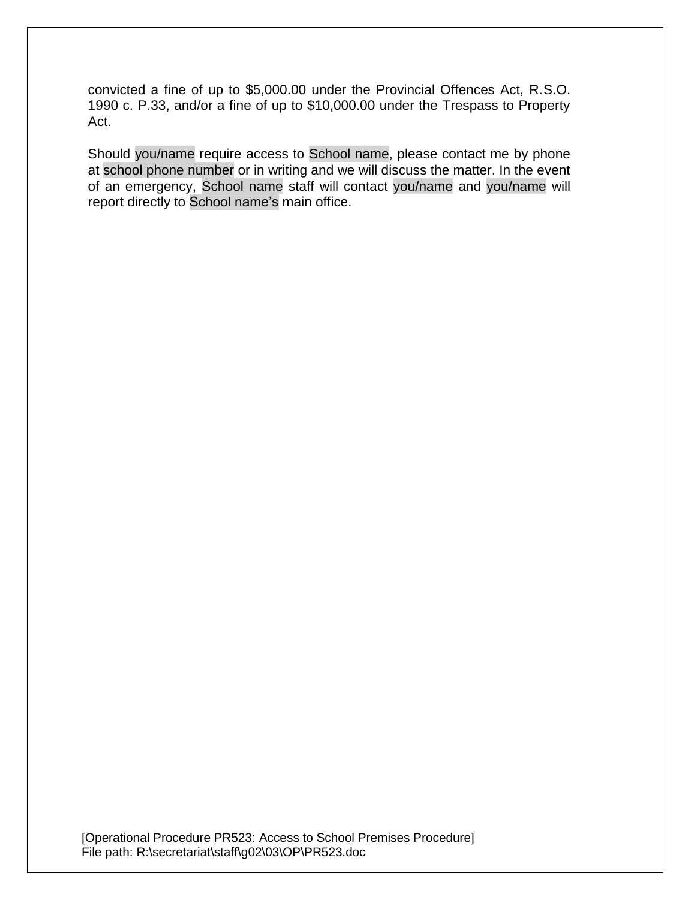convicted a fine of up to $5,000.00 under the Provincial Offences Act, R.S.O. 1990 c. P.33, and/or a fine of up to $10,000.00 under the Trespass to Property Act.

Should you/name require access to School name, please contact me by phone at school phone number or in writing and we will discuss the matter. In the event of an emergency, School name staff will contact you/name and you/name will report directly to School name's main office.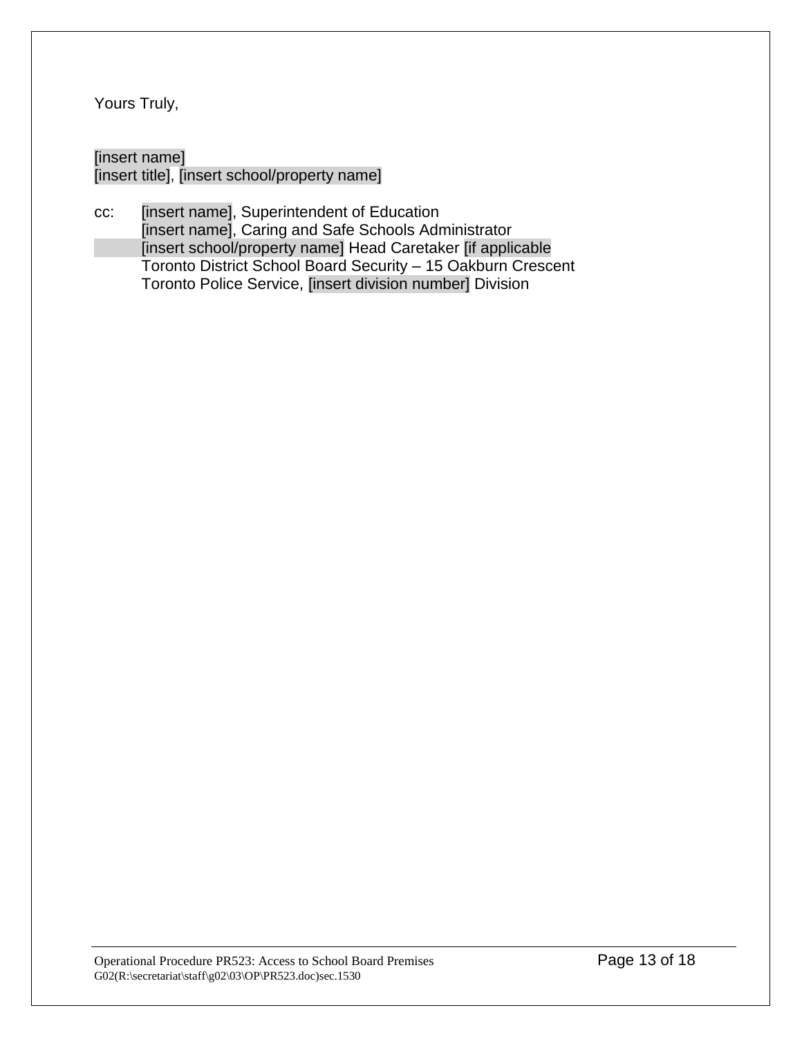Yours Truly,

[insert name]
[insert title], [insert school/property name]

cc: [insert name], Superintendent of Education
[insert name], Caring and Safe Schools Administrator
[insert school/property name] Head Caretaker [if applicable
Toronto District School Board Security – 15 Oakburn Crescent
Toronto Police Service, [insert division number] Division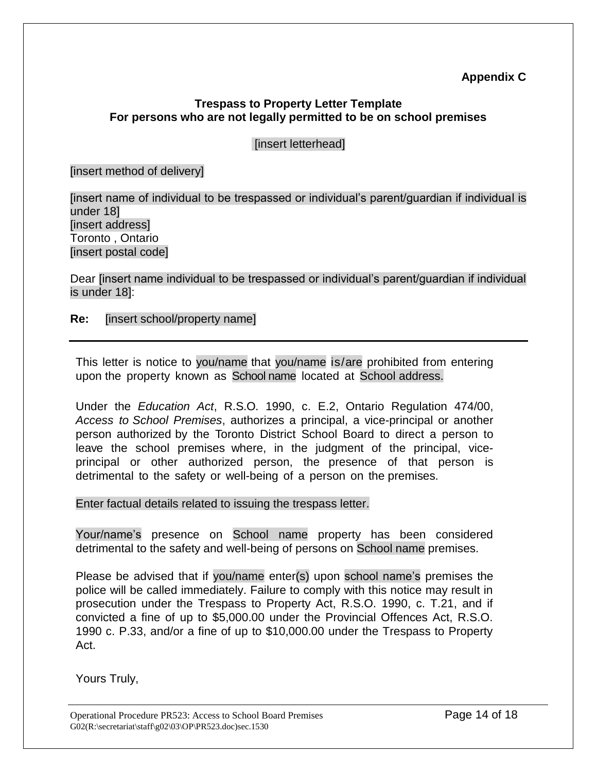**Appendix C**

**Trespass to Property Letter Template**
**For persons who are not legally permitted to be on school premises**

[insert letterhead]

[insert method of delivery]

[insert name of individual to be trespassed or individual's parent/guardian if individual is under 18]
[insert address]
Toronto , Ontario
[insert postal code]

Dear [insert name individual to be trespassed or individual's parent/guardian if individual is under 18]:

**Re:** [insert school/property name]

---

This letter is notice to you/name that you/name is/are prohibited from entering upon the property known as School name located at School address.

Under the *Education Act*, R.S.O. 1990, c. E.2, Ontario Regulation 474/00, *Access to School Premises*, authorizes a principal, a vice-principal or another person authorized by the Toronto District School Board to direct a person to leave the school premises where, in the judgment of the principal, vice-principal or other authorized person, the presence of that person is detrimental to the safety or well-being of a person on the premises.

Enter factual details related to issuing the trespass letter.

Your/name's presence on School name property has been considered detrimental to the safety and well-being of persons on School name premises.

Please be advised that if you/name enter(s) upon school name's premises the police will be called immediately. Failure to comply with this notice may result in prosecution under the Trespass to Property Act, R.S.O. 1990, c. T.21, and if convicted a fine of up to $5,000.00 under the Provincial Offences Act, R.S.O. 1990 c. P.33, and/or a fine of up to $10,000.00 under the Trespass to Property Act.

Yours Truly,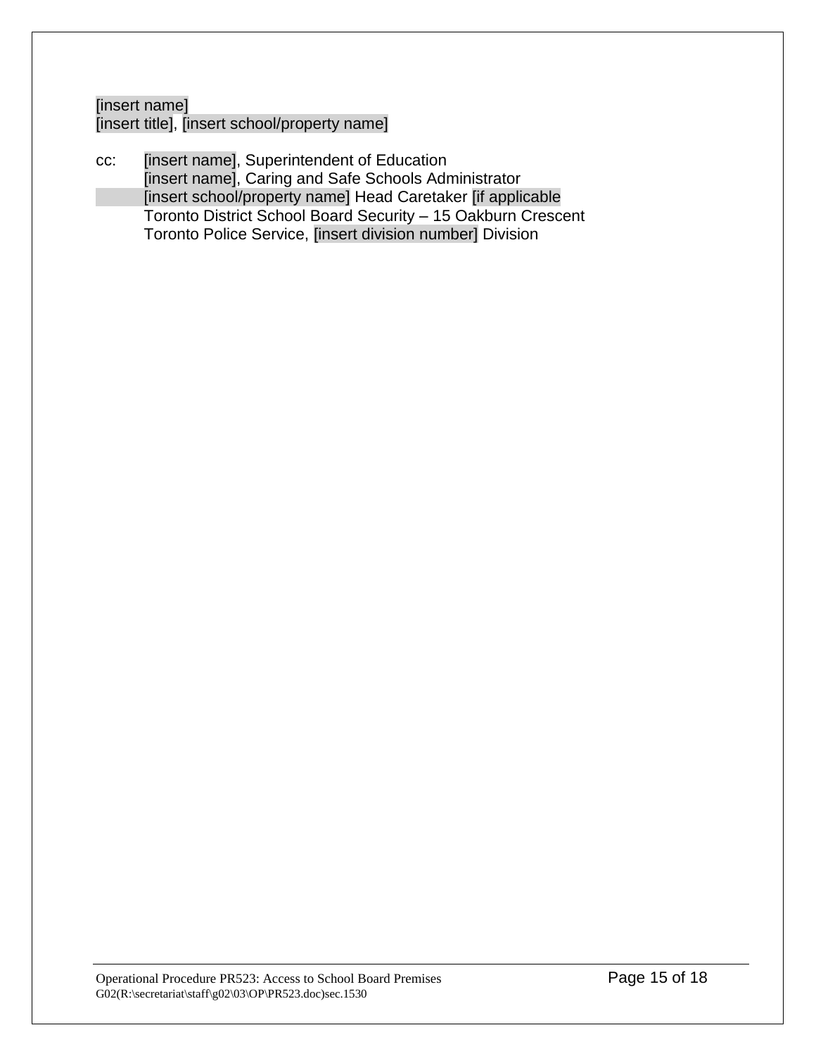[insert name]
[insert title], [insert school/property name]

cc: [insert name], Superintendent of Education
[insert name], Caring and Safe Schools Administrator
[insert school/property name] Head Caretaker [if applicable
Toronto District School Board Security – 15 Oakburn Crescent
Toronto Police Service, [insert division number] Division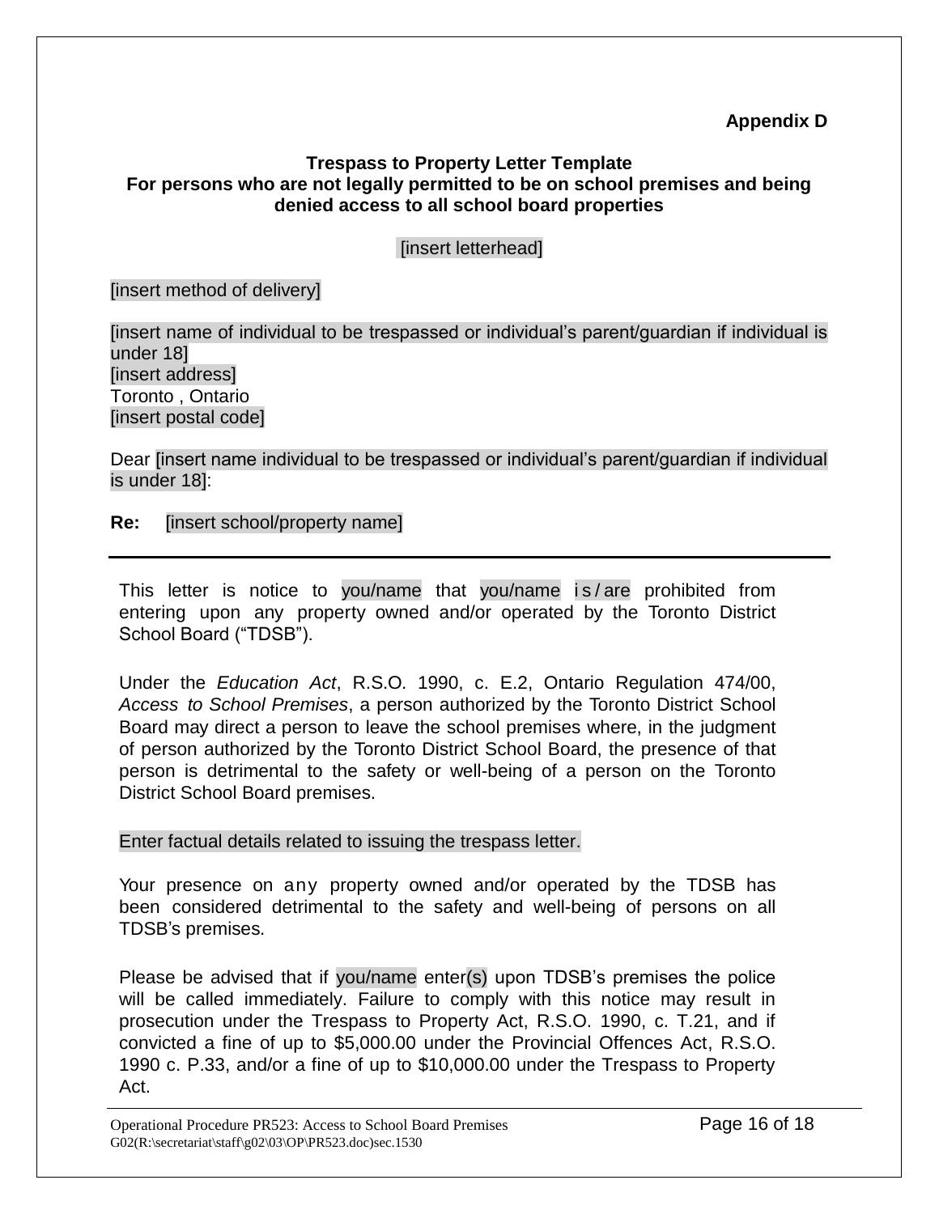**Appendix D**

**Trespass to Property Letter Template**
**For persons who are not legally permitted to be on school premises and being denied access to all school board properties**

[insert letterhead]

[insert method of delivery]

[insert name of individual to be trespassed or individual's parent/guardian if individual is under 18]
[insert address]
Toronto , Ontario
[insert postal code]

Dear [insert name individual to be trespassed or individual's parent/guardian if individual is under 18]:

**Re:** [insert school/property name]

---

This letter is notice to you/name that you/name is / are prohibited from entering upon any property owned and/or operated by the Toronto District School Board ("TDSB").

Under the *Education Act*, R.S.O. 1990, c. E.2, Ontario Regulation 474/00, *Access to School Premises*, a person authorized by the Toronto District School Board may direct a person to leave the school premises where, in the judgment of person authorized by the Toronto District School Board, the presence of that person is detrimental to the safety or well-being of a person on the Toronto District School Board premises.

Enter factual details related to issuing the trespass letter.

Your presence on any property owned and/or operated by the TDSB has been considered detrimental to the safety and well-being of persons on all TDSB's premises.

Please be advised that if you/name enter(s) upon TDSB's premises the police will be called immediately. Failure to comply with this notice may result in prosecution under the Trespass to Property Act, R.S.O. 1990, c. T.21, and if convicted a fine of up to $5,000.00 under the Provincial Offences Act, R.S.O. 1990 c. P.33, and/or a fine of up to $10,000.00 under the Trespass to Property Act.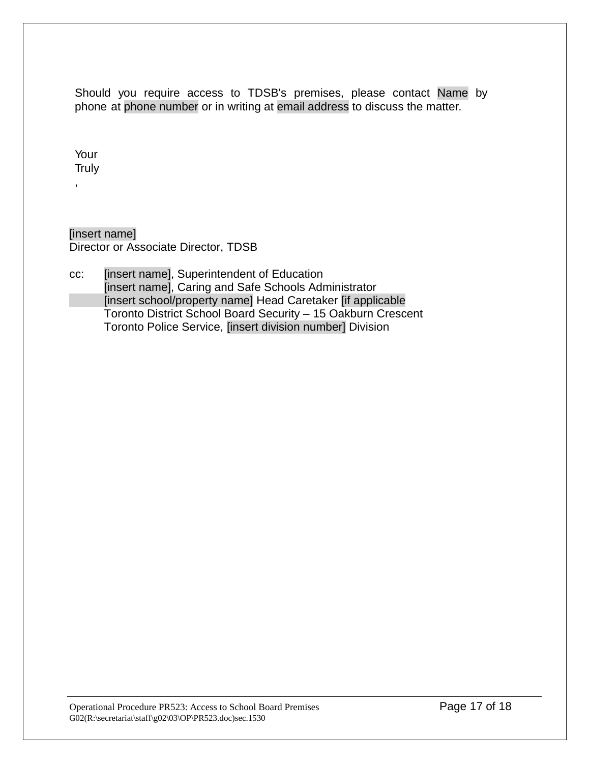Should you require access to TDSB's premises, please contact Name by phone at phone number or in writing at email address to discuss the matter.

Your Truly,

[insert name]
Director or Associate Director, TDSB

cc: [insert name], Superintendent of Education
[insert name], Caring and Safe Schools Administrator
[insert school/property name] Head Caretaker [if applicable
Toronto District School Board Security – 15 Oakburn Crescent
Toronto Police Service, [insert division number] Division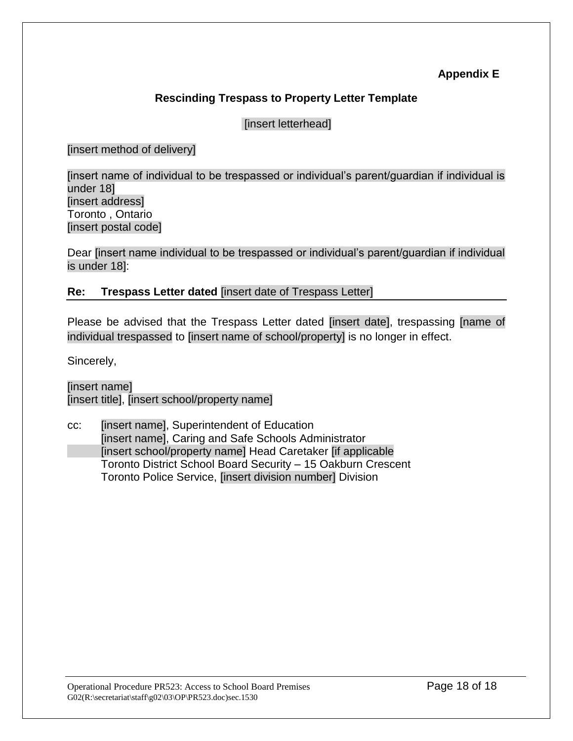**Appendix E**

## Rescinding Trespass to Property Letter Template

[insert letterhead]

[insert method of delivery]

[insert name of individual to be trespassed or individual's parent/guardian if individual is under 18]
[insert address]
Toronto , Ontario
[insert postal code]

Dear [insert name individual to be trespassed or individual's parent/guardian if individual is under 18]:

**Re: Trespass Letter dated** [insert date of Trespass Letter]

Please be advised that the Trespass Letter dated [insert date], trespassing [name of individual trespassed to [insert name of school/property] is no longer in effect.

Sincerely,

[insert name]
[insert title], [insert school/property name]

cc: [insert name], Superintendent of Education
[insert name], Caring and Safe Schools Administrator
[insert school/property name] Head Caretaker [if applicable
Toronto District School Board Security – 15 Oakburn Crescent
Toronto Police Service, [insert division number] Division